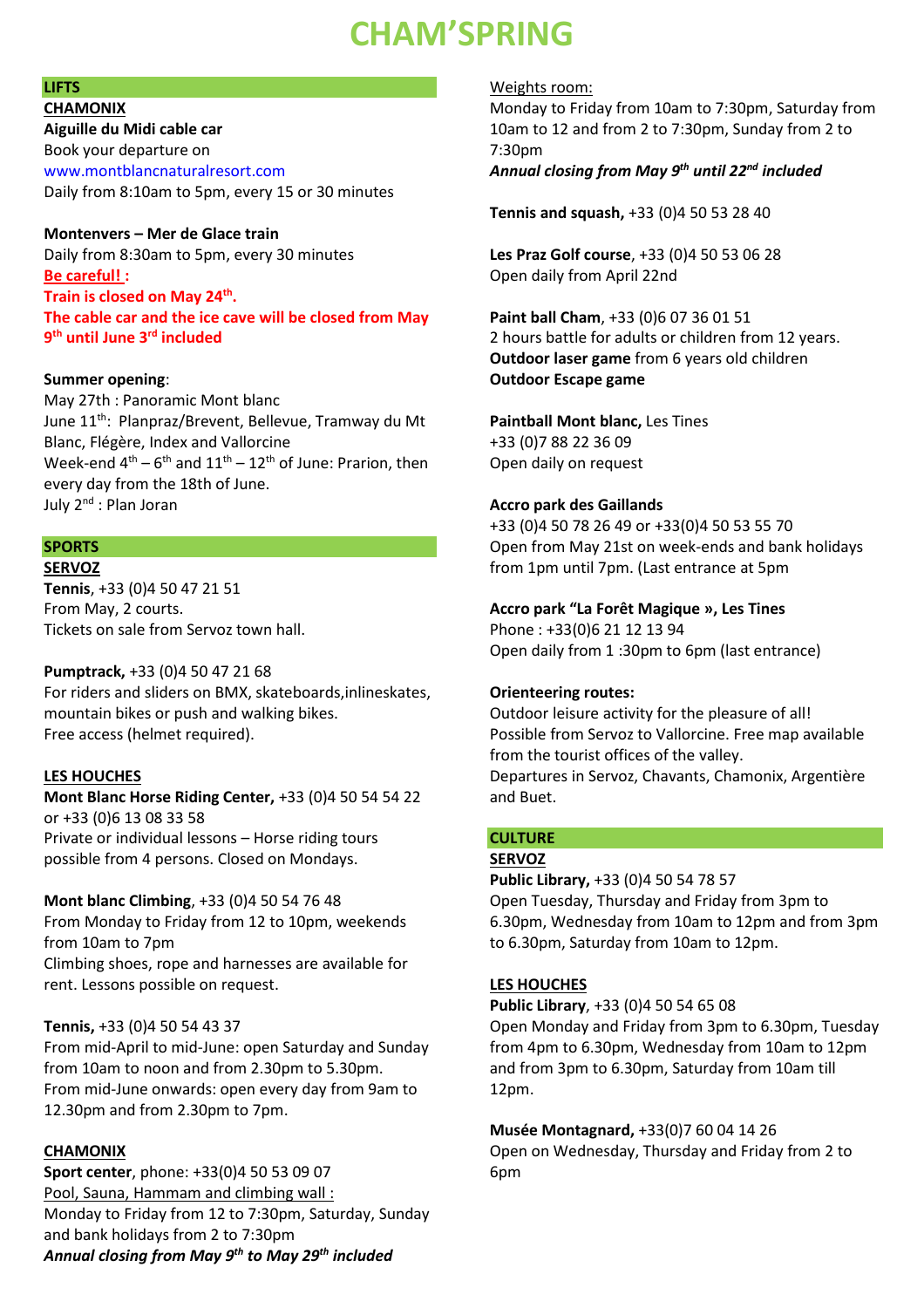# CHAM'SPRING

## LIFTS

### CHAMONIX

**Aiguille du Midi cable car**
Book your departure on
www.montblancnaturalresort.com
Daily from 8:10am to 5pm, every 15 or 30 minutes

**Montenvers – Mer de Glace train**
Daily from 8:30am to 5pm, every 30 minutes
**Be careful! :**
**Train is closed on May 24th.**
**The cable car and the ice cave will be closed from May 9th until June 3rd included**

**Summer opening**:
May 27th : Panoramic Mont blanc
June 11th: Planpraz/Brevent, Bellevue, Tramway du Mt Blanc, Flégère, Index and Vallorcine
Week-end 4th – 6th and 11th – 12th of June: Prarion, then every day from the 18th of June.
July 2nd : Plan Joran

## SPORTS

### SERVOZ

**Tennis**, +33 (0)4 50 47 21 51
From May, 2 courts.
Tickets on sale from Servoz town hall.

**Pumptrack,** +33 (0)4 50 47 21 68
For riders and sliders on BMX, skateboards,inlineskates, mountain bikes or push and walking bikes.
Free access (helmet required).

### LES HOUCHES

**Mont Blanc Horse Riding Center,** +33 (0)4 50 54 54 22 or +33 (0)6 13 08 33 58
Private or individual lessons – Horse riding tours possible from 4 persons. Closed on Mondays.

**Mont blanc Climbing**, +33 (0)4 50 54 76 48
From Monday to Friday from 12 to 10pm, weekends from 10am to 7pm
Climbing shoes, rope and harnesses are available for rent. Lessons possible on request.

**Tennis,** +33 (0)4 50 54 43 37
From mid-April to mid-June: open Saturday and Sunday from 10am to noon and from 2.30pm to 5.30pm.
From mid-June onwards: open every day from 9am to 12.30pm and from 2.30pm to 7pm.

### CHAMONIX

**Sport center**, phone: +33(0)4 50 53 09 07
Pool, Sauna, Hammam and climbing wall :
Monday to Friday from 12 to 7:30pm, Saturday, Sunday and bank holidays from 2 to 7:30pm
***Annual closing from May 9th to May 29th included***

Weights room:
Monday to Friday from 10am to 7:30pm, Saturday from 10am to 12 and from 2 to 7:30pm, Sunday from 2 to 7:30pm
***Annual closing from May 9th until 22nd included***

**Tennis and squash,** +33 (0)4 50 53 28 40

**Les Praz Golf course**, +33 (0)4 50 53 06 28
Open daily from April 22nd

**Paint ball Cham**, +33 (0)6 07 36 01 51
2 hours battle for adults or children from 12 years.
**Outdoor laser game** from 6 years old children
**Outdoor Escape game**

**Paintball Mont blanc,** Les Tines
+33 (0)7 88 22 36 09
Open daily on request

**Accro park des Gaillands**
+33 (0)4 50 78 26 49 or +33(0)4 50 53 55 70
Open from May 21st on week-ends and bank holidays from 1pm until 7pm. (Last entrance at 5pm

**Accro park "La Forêt Magique », Les Tines**
Phone : +33(0)6 21 12 13 94
Open daily from 1 :30pm to 6pm (last entrance)

**Orienteering routes:**
Outdoor leisure activity for the pleasure of all!
Possible from Servoz to Vallorcine. Free map available from the tourist offices of the valley.
Departures in Servoz, Chavants, Chamonix, Argentière and Buet.

## CULTURE

### SERVOZ

**Public Library,** +33 (0)4 50 54 78 57
Open Tuesday, Thursday and Friday from 3pm to 6.30pm, Wednesday from 10am to 12pm and from 3pm to 6.30pm, Saturday from 10am to 12pm.

### LES HOUCHES

**Public Library**, +33 (0)4 50 54 65 08
Open Monday and Friday from 3pm to 6.30pm, Tuesday from 4pm to 6.30pm, Wednesday from 10am to 12pm and from 3pm to 6.30pm, Saturday from 10am till 12pm.

**Musée Montagnard,** +33(0)7 60 04 14 26
Open on Wednesday, Thursday and Friday from 2 to 6pm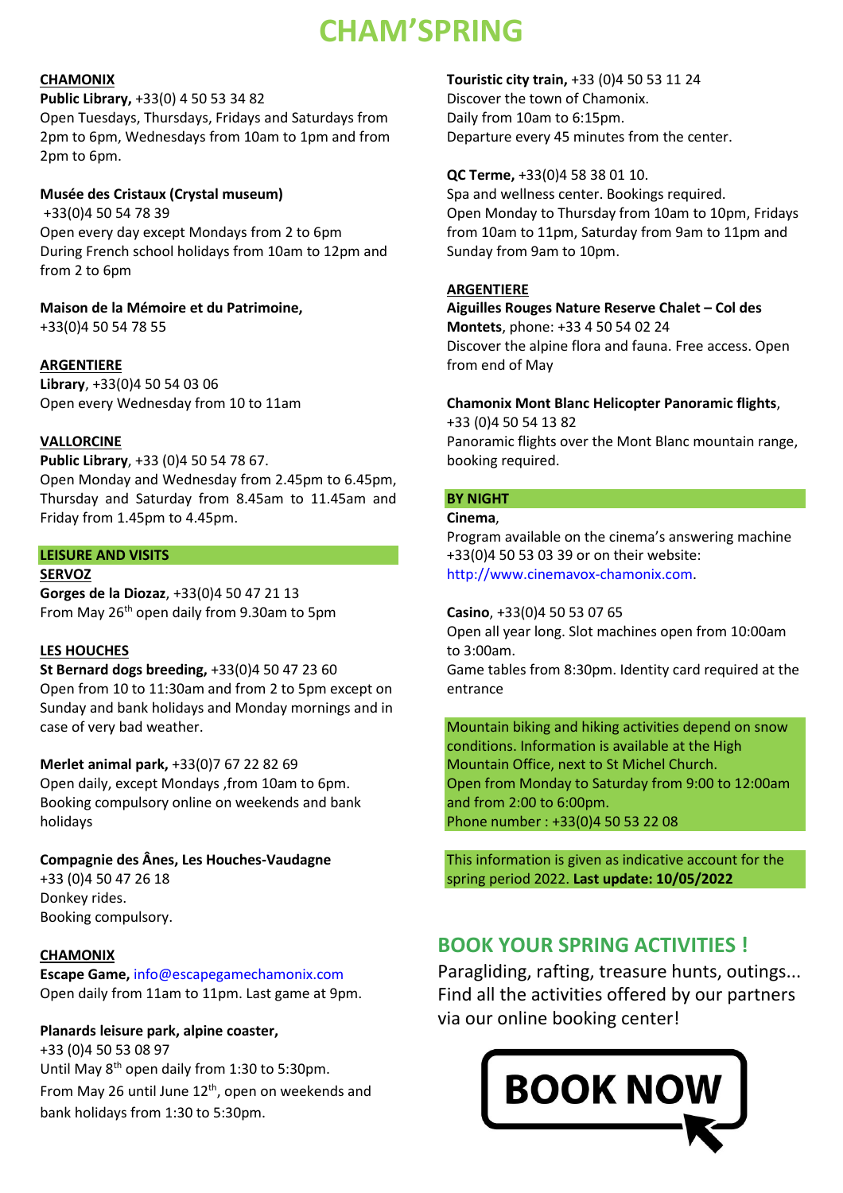# CHAM'SPRING

**CHAMONIX**

**Public Library,** +33(0) 4 50 53 34 82
Open Tuesdays, Thursdays, Fridays and Saturdays from 2pm to 6pm, Wednesdays from 10am to 1pm and from 2pm to 6pm.

**Musée des Cristaux (Crystal museum)**
+33(0)4 50 54 78 39
Open every day except Mondays from 2 to 6pm
During French school holidays from 10am to 12pm and from 2 to 6pm

**Maison de la Mémoire et du Patrimoine,**
+33(0)4 50 54 78 55

**ARGENTIERE**

**Library**, +33(0)4 50 54 03 06
Open every Wednesday from 10 to 11am

**VALLORCINE**

**Public Library**, +33 (0)4 50 54 78 67.
Open Monday and Wednesday from 2.45pm to 6.45pm, Thursday and Saturday from 8.45am to 11.45am and Friday from 1.45pm to 4.45pm.

## LEISURE AND VISITS

**SERVOZ**

**Gorges de la Diozaz**, +33(0)4 50 47 21 13
From May 26th open daily from 9.30am to 5pm

**LES HOUCHES**

**St Bernard dogs breeding,** +33(0)4 50 47 23 60
Open from 10 to 11:30am and from 2 to 5pm except on Sunday and bank holidays and Monday mornings and in case of very bad weather.

**Merlet animal park,** +33(0)7 67 22 82 69
Open daily, except Mondays ,from 10am to 6pm.
Booking compulsory online on weekends and bank holidays

**Compagnie des Ânes, Les Houches-Vaudagne**
+33 (0)4 50 47 26 18
Donkey rides.
Booking compulsory.

**CHAMONIX**

**Escape Game,** info@escapegamechamonix.com
Open daily from 11am to 11pm. Last game at 9pm.

**Planards leisure park, alpine coaster,**
+33 (0)4 50 53 08 97
Until May 8th open daily from 1:30 to 5:30pm.
From May 26 until June 12th, open on weekends and bank holidays from 1:30 to 5:30pm.

**Touristic city train,** +33 (0)4 50 53 11 24
Discover the town of Chamonix.
Daily from 10am to 6:15pm.
Departure every 45 minutes from the center.

**QC Terme,** +33(0)4 58 38 01 10.
Spa and wellness center. Bookings required.
Open Monday to Thursday from 10am to 10pm, Fridays from 10am to 11pm, Saturday from 9am to 11pm and Sunday from 9am to 10pm.

**ARGENTIERE**

**Aiguilles Rouges Nature Reserve Chalet – Col des Montets**, phone: +33 4 50 54 02 24
Discover the alpine flora and fauna. Free access. Open from end of May

**Chamonix Mont Blanc Helicopter Panoramic flights**,
+33 (0)4 50 54 13 82
Panoramic flights over the Mont Blanc mountain range, booking required.

## BY NIGHT

**Cinema**,
Program available on the cinema's answering machine +33(0)4 50 53 03 39 or on their website: http://www.cinemavox-chamonix.com.

**Casino**, +33(0)4 50 53 07 65
Open all year long. Slot machines open from 10:00am to 3:00am.
Game tables from 8:30pm. Identity card required at the entrance

Mountain biking and hiking activities depend on snow conditions. Information is available at the High Mountain Office, next to St Michel Church.
Open from Monday to Saturday from 9:00 to 12:00am and from 2:00 to 6:00pm.
Phone number : +33(0)4 50 53 22 08

This information is given as indicative account for the spring period 2022. **Last update: 10/05/2022**

## BOOK YOUR SPRING ACTIVITIES !

Paragliding, rafting, treasure hunts, outings...
Find all the activities offered by our partners via our online booking center!

**BOOK NOW**